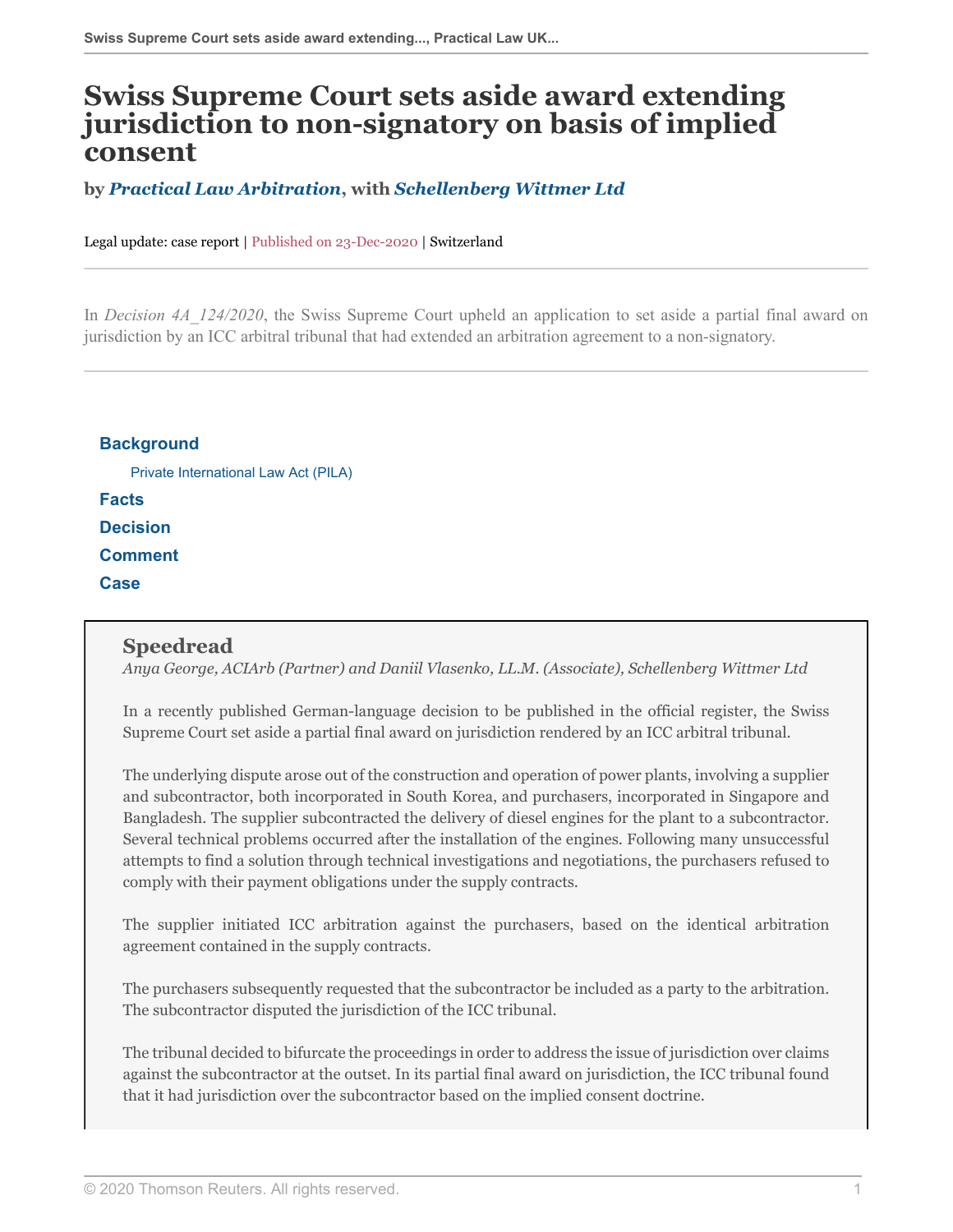# Swiss Supreme Court sets aside award extending jurisdiction to non-signatory on basis of implied consent

**by *Practical Law Arbitration*, with *Schellenberg Wittmer Ltd***

Legal update: case report | Published on 23-Dec-2020 | Switzerland

In *Decision 4A_124/2020*, the Swiss Supreme Court upheld an application to set aside a partial final award on jurisdiction by an ICC arbitral tribunal that had extended an arbitration agreement to a non-signatory.

**Background**

- Private International Law Act (PILA)

**Facts**

**Decision**

**Comment**

**Case**

## Speedread

*Anya George, ACIArb (Partner) and Daniil Vlasenko, LL.M. (Associate), Schellenberg Wittmer Ltd*

In a recently published German-language decision to be published in the official register, the Swiss Supreme Court set aside a partial final award on jurisdiction rendered by an ICC arbitral tribunal.

The underlying dispute arose out of the construction and operation of power plants, involving a supplier and subcontractor, both incorporated in South Korea, and purchasers, incorporated in Singapore and Bangladesh. The supplier subcontracted the delivery of diesel engines for the plant to a subcontractor. Several technical problems occurred after the installation of the engines. Following many unsuccessful attempts to find a solution through technical investigations and negotiations, the purchasers refused to comply with their payment obligations under the supply contracts.

The supplier initiated ICC arbitration against the purchasers, based on the identical arbitration agreement contained in the supply contracts.

The purchasers subsequently requested that the subcontractor be included as a party to the arbitration. The subcontractor disputed the jurisdiction of the ICC tribunal.

The tribunal decided to bifurcate the proceedings in order to address the issue of jurisdiction over claims against the subcontractor at the outset. In its partial final award on jurisdiction, the ICC tribunal found that it had jurisdiction over the subcontractor based on the implied consent doctrine.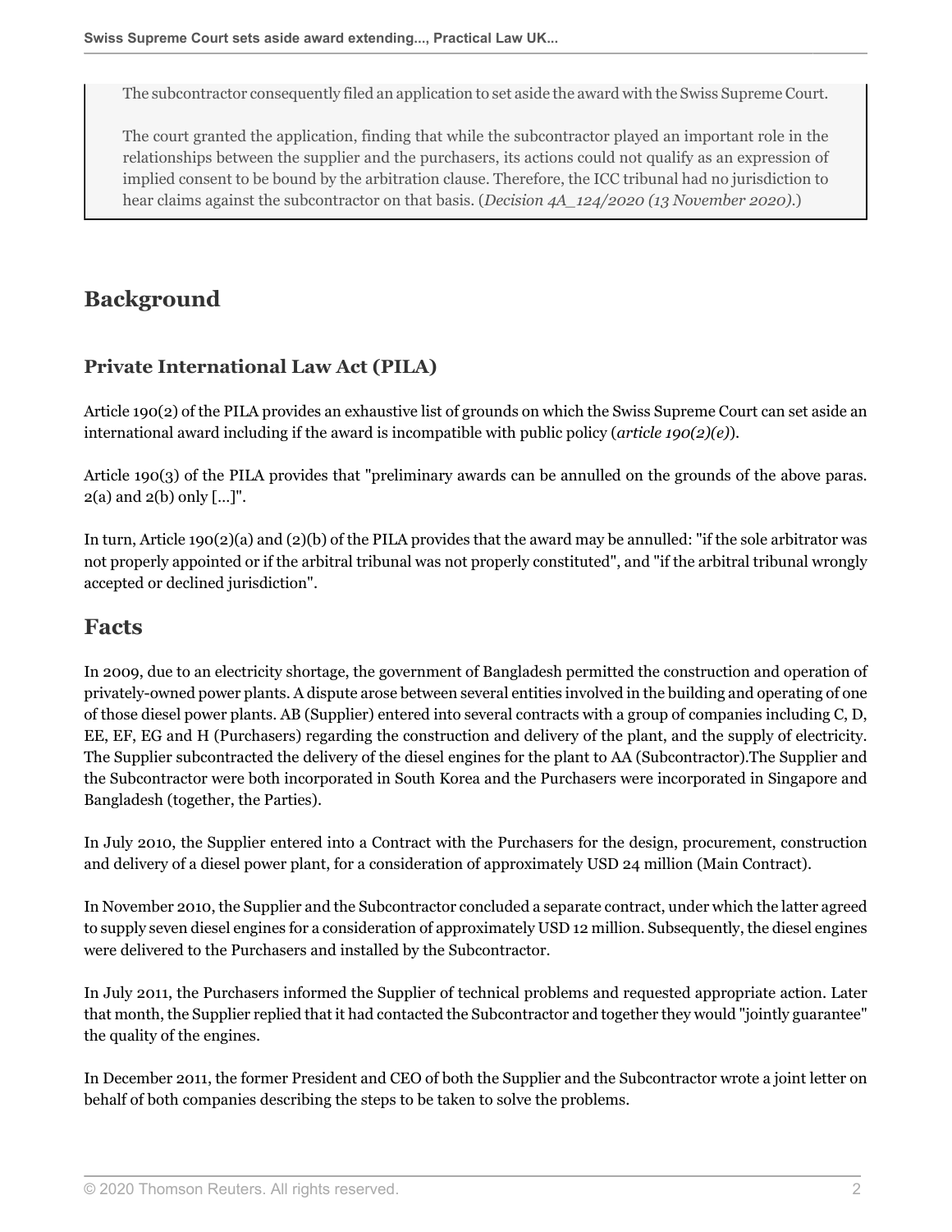The subcontractor consequently filed an application to set aside the award with the Swiss Supreme Court.

The court granted the application, finding that while the subcontractor played an important role in the relationships between the supplier and the purchasers, its actions could not qualify as an expression of implied consent to be bound by the arbitration clause. Therefore, the ICC tribunal had no jurisdiction to hear claims against the subcontractor on that basis. (*Decision 4A_124/2020 (13 November 2020)*.)

## Background

### Private International Law Act (PILA)

Article 190(2) of the PILA provides an exhaustive list of grounds on which the Swiss Supreme Court can set aside an international award including if the award is incompatible with public policy (*article 190(2)(e)*).

Article 190(3) of the PILA provides that "preliminary awards can be annulled on the grounds of the above paras. 2(a) and 2(b) only [...]".

In turn, Article 190(2)(a) and (2)(b) of the PILA provides that the award may be annulled: "if the sole arbitrator was not properly appointed or if the arbitral tribunal was not properly constituted", and "if the arbitral tribunal wrongly accepted or declined jurisdiction".

## Facts

In 2009, due to an electricity shortage, the government of Bangladesh permitted the construction and operation of privately-owned power plants. A dispute arose between several entities involved in the building and operating of one of those diesel power plants. AB (Supplier) entered into several contracts with a group of companies including C, D, EE, EF, EG and H (Purchasers) regarding the construction and delivery of the plant, and the supply of electricity. The Supplier subcontracted the delivery of the diesel engines for the plant to AA (Subcontractor).The Supplier and the Subcontractor were both incorporated in South Korea and the Purchasers were incorporated in Singapore and Bangladesh (together, the Parties).

In July 2010, the Supplier entered into a Contract with the Purchasers for the design, procurement, construction and delivery of a diesel power plant, for a consideration of approximately USD 24 million (Main Contract).

In November 2010, the Supplier and the Subcontractor concluded a separate contract, under which the latter agreed to supply seven diesel engines for a consideration of approximately USD 12 million. Subsequently, the diesel engines were delivered to the Purchasers and installed by the Subcontractor.

In July 2011, the Purchasers informed the Supplier of technical problems and requested appropriate action. Later that month, the Supplier replied that it had contacted the Subcontractor and together they would "jointly guarantee" the quality of the engines.

In December 2011, the former President and CEO of both the Supplier and the Subcontractor wrote a joint letter on behalf of both companies describing the steps to be taken to solve the problems.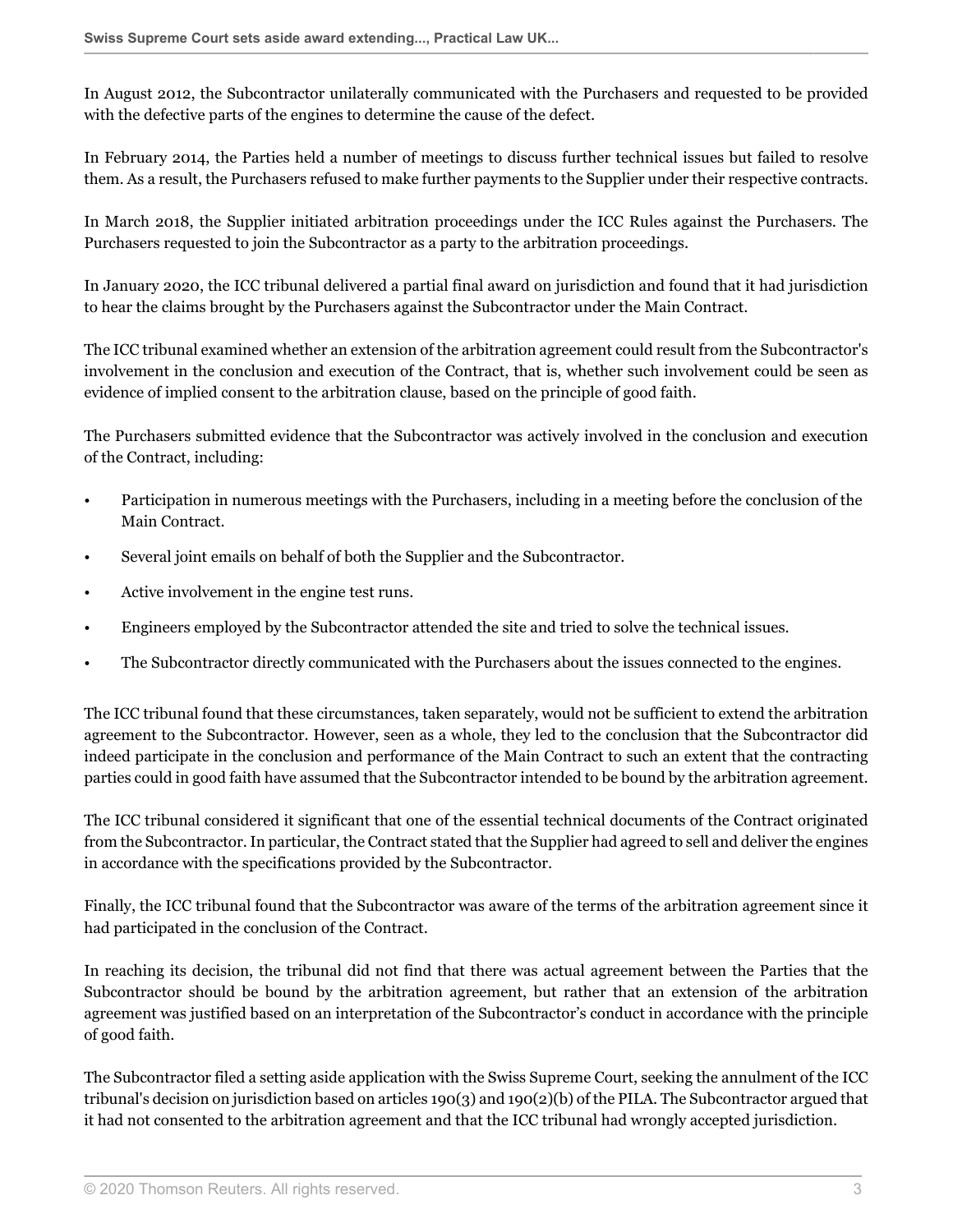In August 2012, the Subcontractor unilaterally communicated with the Purchasers and requested to be provided with the defective parts of the engines to determine the cause of the defect.

In February 2014, the Parties held a number of meetings to discuss further technical issues but failed to resolve them. As a result, the Purchasers refused to make further payments to the Supplier under their respective contracts.

In March 2018, the Supplier initiated arbitration proceedings under the ICC Rules against the Purchasers. The Purchasers requested to join the Subcontractor as a party to the arbitration proceedings.

In January 2020, the ICC tribunal delivered a partial final award on jurisdiction and found that it had jurisdiction to hear the claims brought by the Purchasers against the Subcontractor under the Main Contract.

The ICC tribunal examined whether an extension of the arbitration agreement could result from the Subcontractor's involvement in the conclusion and execution of the Contract, that is, whether such involvement could be seen as evidence of implied consent to the arbitration clause, based on the principle of good faith.

The Purchasers submitted evidence that the Subcontractor was actively involved in the conclusion and execution of the Contract, including:

- Participation in numerous meetings with the Purchasers, including in a meeting before the conclusion of the Main Contract.
- Several joint emails on behalf of both the Supplier and the Subcontractor.
- Active involvement in the engine test runs.
- Engineers employed by the Subcontractor attended the site and tried to solve the technical issues.
- The Subcontractor directly communicated with the Purchasers about the issues connected to the engines.

The ICC tribunal found that these circumstances, taken separately, would not be sufficient to extend the arbitration agreement to the Subcontractor. However, seen as a whole, they led to the conclusion that the Subcontractor did indeed participate in the conclusion and performance of the Main Contract to such an extent that the contracting parties could in good faith have assumed that the Subcontractor intended to be bound by the arbitration agreement.

The ICC tribunal considered it significant that one of the essential technical documents of the Contract originated from the Subcontractor. In particular, the Contract stated that the Supplier had agreed to sell and deliver the engines in accordance with the specifications provided by the Subcontractor.

Finally, the ICC tribunal found that the Subcontractor was aware of the terms of the arbitration agreement since it had participated in the conclusion of the Contract.

In reaching its decision, the tribunal did not find that there was actual agreement between the Parties that the Subcontractor should be bound by the arbitration agreement, but rather that an extension of the arbitration agreement was justified based on an interpretation of the Subcontractor's conduct in accordance with the principle of good faith.

The Subcontractor filed a setting aside application with the Swiss Supreme Court, seeking the annulment of the ICC tribunal's decision on jurisdiction based on articles 190(3) and 190(2)(b) of the PILA. The Subcontractor argued that it had not consented to the arbitration agreement and that the ICC tribunal had wrongly accepted jurisdiction.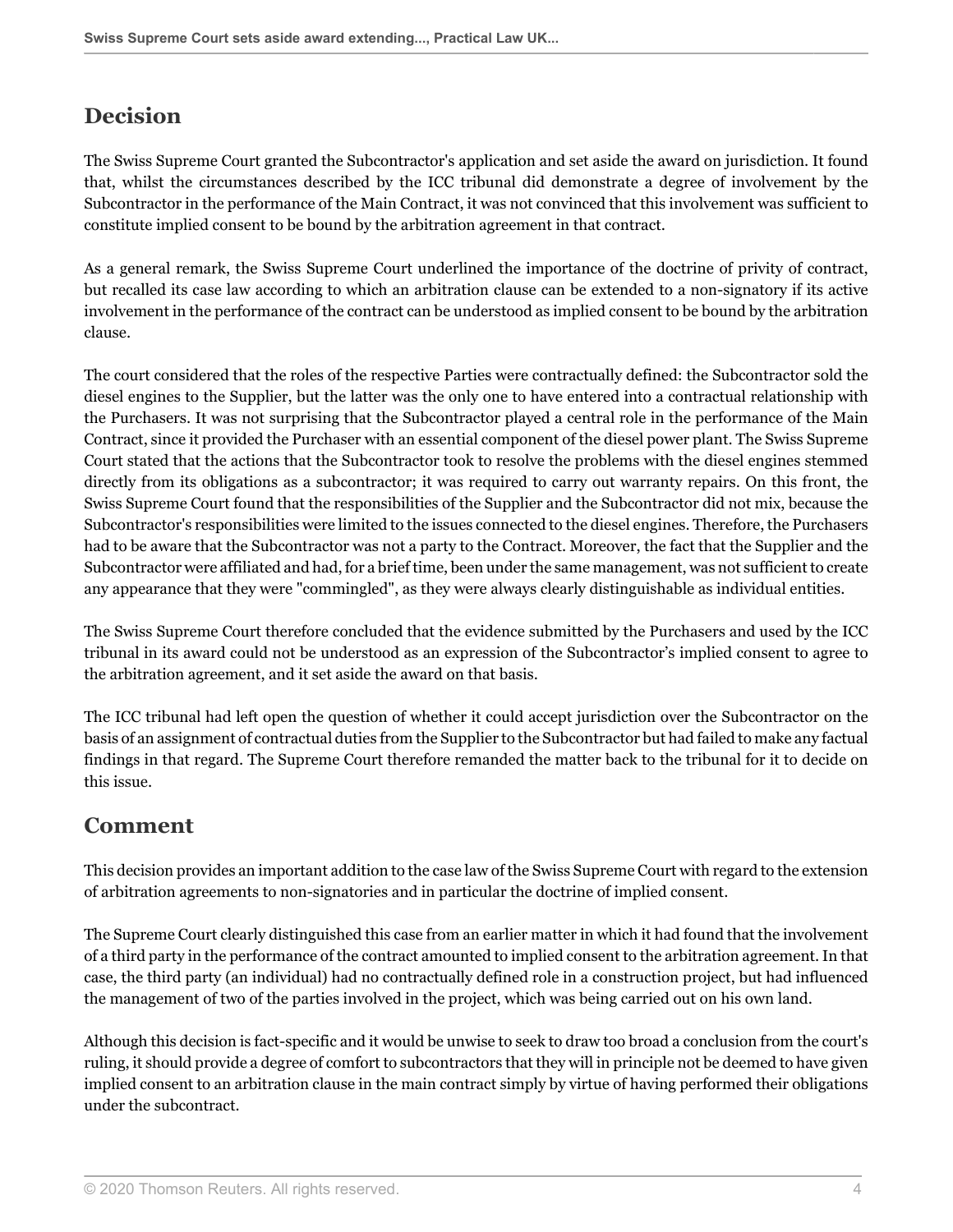## Decision

The Swiss Supreme Court granted the Subcontractor's application and set aside the award on jurisdiction. It found that, whilst the circumstances described by the ICC tribunal did demonstrate a degree of involvement by the Subcontractor in the performance of the Main Contract, it was not convinced that this involvement was sufficient to constitute implied consent to be bound by the arbitration agreement in that contract.

As a general remark, the Swiss Supreme Court underlined the importance of the doctrine of privity of contract, but recalled its case law according to which an arbitration clause can be extended to a non-signatory if its active involvement in the performance of the contract can be understood as implied consent to be bound by the arbitration clause.

The court considered that the roles of the respective Parties were contractually defined: the Subcontractor sold the diesel engines to the Supplier, but the latter was the only one to have entered into a contractual relationship with the Purchasers. It was not surprising that the Subcontractor played a central role in the performance of the Main Contract, since it provided the Purchaser with an essential component of the diesel power plant. The Swiss Supreme Court stated that the actions that the Subcontractor took to resolve the problems with the diesel engines stemmed directly from its obligations as a subcontractor; it was required to carry out warranty repairs. On this front, the Swiss Supreme Court found that the responsibilities of the Supplier and the Subcontractor did not mix, because the Subcontractor's responsibilities were limited to the issues connected to the diesel engines. Therefore, the Purchasers had to be aware that the Subcontractor was not a party to the Contract. Moreover, the fact that the Supplier and the Subcontractor were affiliated and had, for a brief time, been under the same management, was not sufficient to create any appearance that they were "commingled", as they were always clearly distinguishable as individual entities.

The Swiss Supreme Court therefore concluded that the evidence submitted by the Purchasers and used by the ICC tribunal in its award could not be understood as an expression of the Subcontractor's implied consent to agree to the arbitration agreement, and it set aside the award on that basis.

The ICC tribunal had left open the question of whether it could accept jurisdiction over the Subcontractor on the basis of an assignment of contractual duties from the Supplier to the Subcontractor but had failed to make any factual findings in that regard. The Supreme Court therefore remanded the matter back to the tribunal for it to decide on this issue.

## Comment

This decision provides an important addition to the case law of the Swiss Supreme Court with regard to the extension of arbitration agreements to non-signatories and in particular the doctrine of implied consent.

The Supreme Court clearly distinguished this case from an earlier matter in which it had found that the involvement of a third party in the performance of the contract amounted to implied consent to the arbitration agreement. In that case, the third party (an individual) had no contractually defined role in a construction project, but had influenced the management of two of the parties involved in the project, which was being carried out on his own land.

Although this decision is fact-specific and it would be unwise to seek to draw too broad a conclusion from the court's ruling, it should provide a degree of comfort to subcontractors that they will in principle not be deemed to have given implied consent to an arbitration clause in the main contract simply by virtue of having performed their obligations under the subcontract.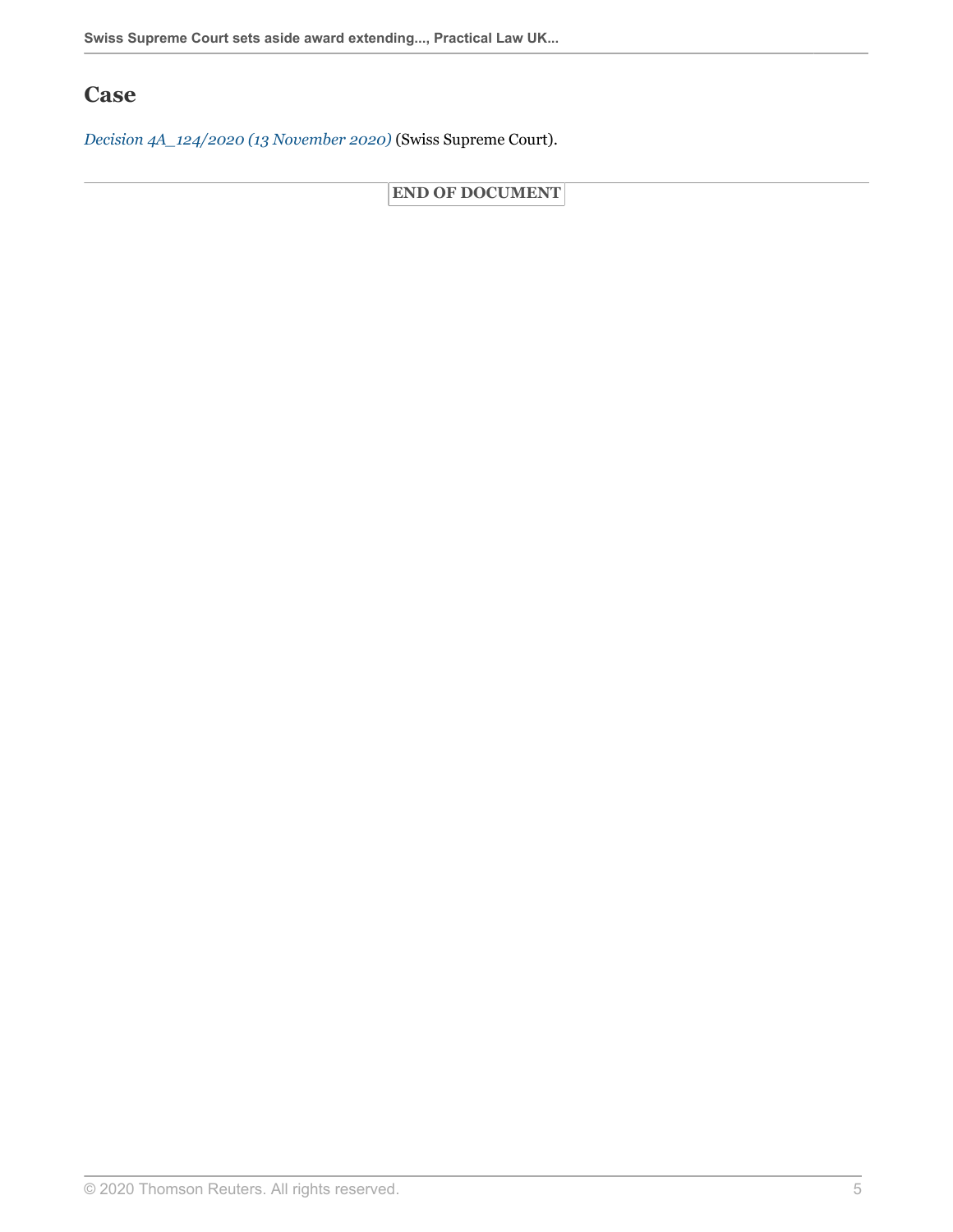## Case

*Decision 4A_124/2020 (13 November 2020)* (Swiss Supreme Court).

**END OF DOCUMENT**